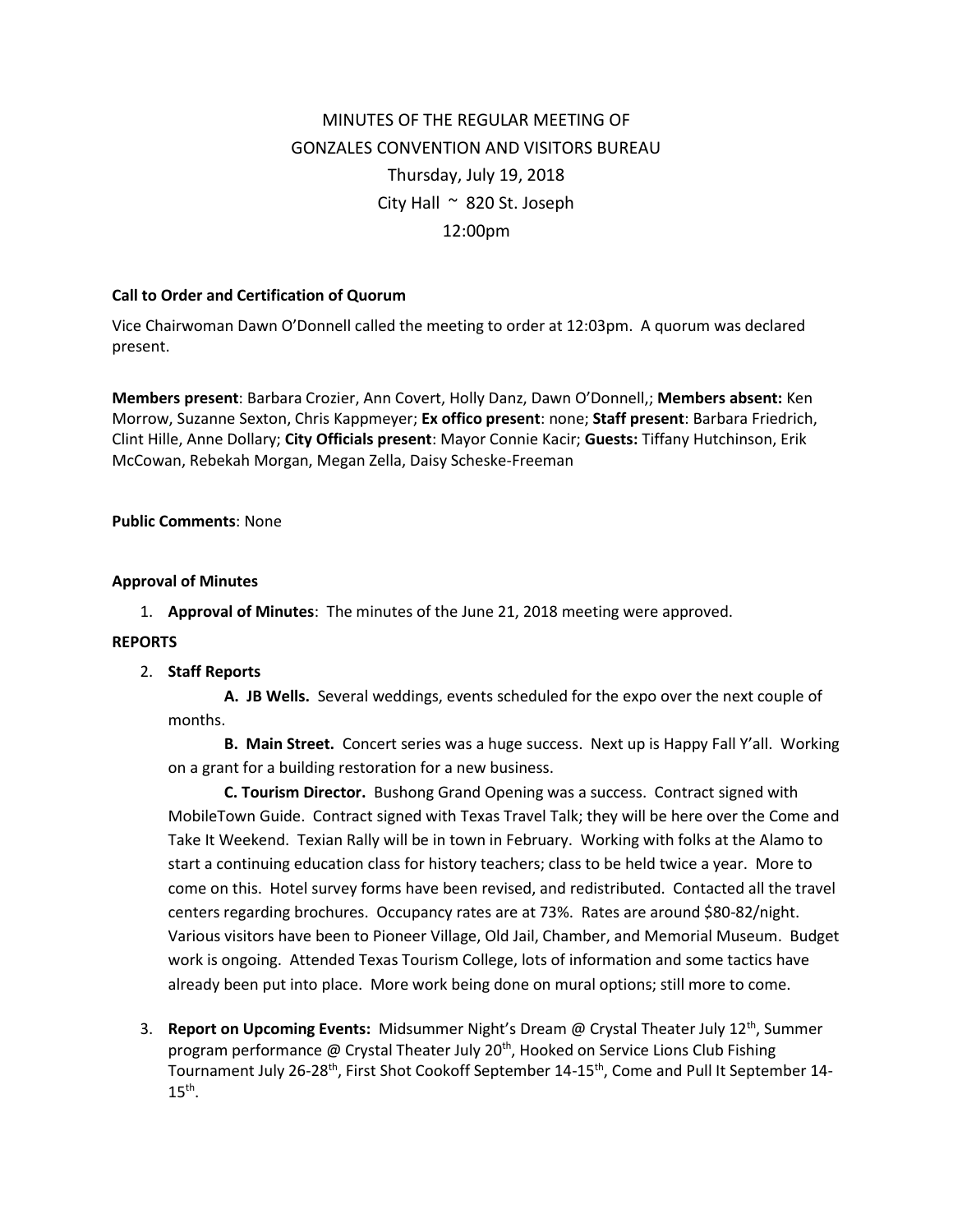MINUTES OF THE REGULAR MEETING OF
GONZALES CONVENTION AND VISITORS BUREAU
Thursday, July 19, 2018
City Hall ~ 820 St. Joseph
12:00pm

**Call to Order and Certification of Quorum**

Vice Chairwoman Dawn O'Donnell called the meeting to order at 12:03pm. A quorum was declared present.

**Members present**: Barbara Crozier, Ann Covert, Holly Danz, Dawn O'Donnell,; **Members absent:** Ken Morrow, Suzanne Sexton, Chris Kappmeyer; **Ex offico present**: none; **Staff present**: Barbara Friedrich, Clint Hille, Anne Dollary; **City Officials present**: Mayor Connie Kacir; **Guests:** Tiffany Hutchinson, Erik McCowan, Rebekah Morgan, Megan Zella, Daisy Scheske-Freeman

**Public Comments**: None

**Approval of Minutes**

1. **Approval of Minutes**: The minutes of the June 21, 2018 meeting were approved.

**REPORTS**

2. **Staff Reports**

   **A. JB Wells.** Several weddings, events scheduled for the expo over the next couple of months.

   **B. Main Street.** Concert series was a huge success. Next up is Happy Fall Y'all. Working on a grant for a building restoration for a new business.

   **C. Tourism Director.** Bushong Grand Opening was a success. Contract signed with MobileTown Guide. Contract signed with Texas Travel Talk; they will be here over the Come and Take It Weekend. Texian Rally will be in town in February. Working with folks at the Alamo to start a continuing education class for history teachers; class to be held twice a year. More to come on this. Hotel survey forms have been revised, and redistributed. Contacted all the travel centers regarding brochures. Occupancy rates are at 73%. Rates are around $80-82/night. Various visitors have been to Pioneer Village, Old Jail, Chamber, and Memorial Museum. Budget work is ongoing. Attended Texas Tourism College, lots of information and some tactics have already been put into place. More work being done on mural options; still more to come.

3. **Report on Upcoming Events:** Midsummer Night's Dream @ Crystal Theater July 12th, Summer program performance @ Crystal Theater July 20th, Hooked on Service Lions Club Fishing Tournament July 26-28th, First Shot Cookoff September 14-15th, Come and Pull It September 14-15th.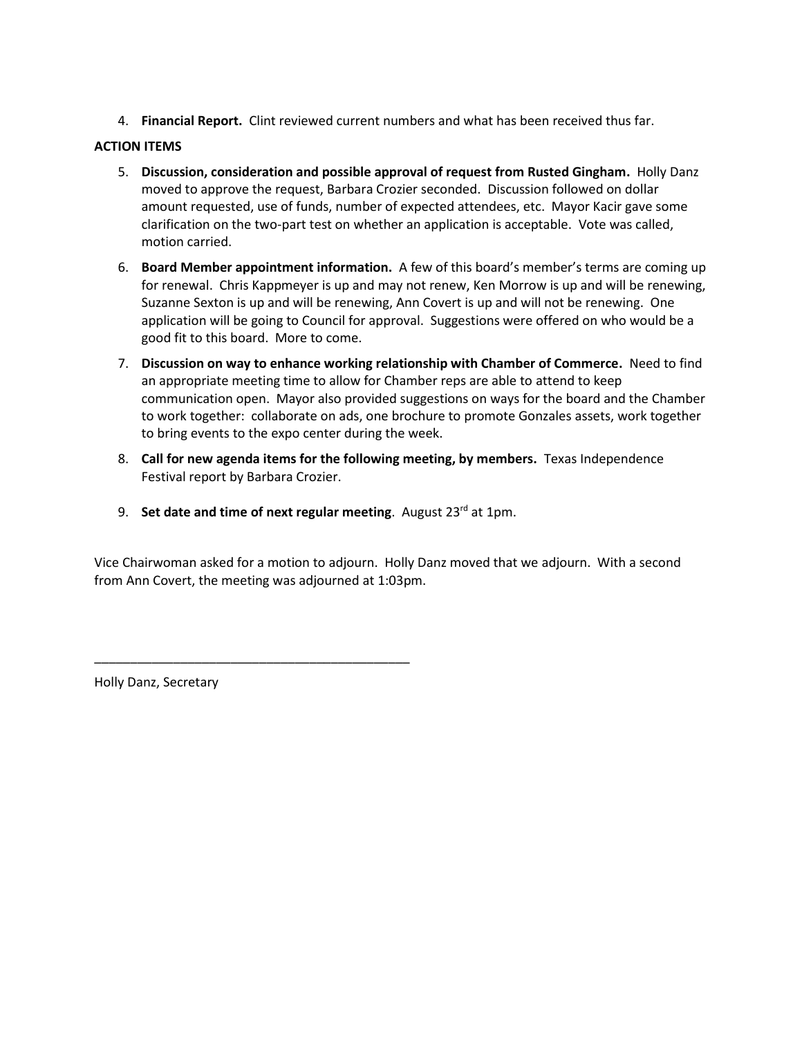4. **Financial Report.** Clint reviewed current numbers and what has been received thus far.

**ACTION ITEMS**

5. **Discussion, consideration and possible approval of request from Rusted Gingham.** Holly Danz moved to approve the request, Barbara Crozier seconded. Discussion followed on dollar amount requested, use of funds, number of expected attendees, etc. Mayor Kacir gave some clarification on the two-part test on whether an application is acceptable. Vote was called, motion carried.
6. **Board Member appointment information.** A few of this board's member's terms are coming up for renewal. Chris Kappmeyer is up and may not renew, Ken Morrow is up and will be renewing, Suzanne Sexton is up and will be renewing, Ann Covert is up and will not be renewing. One application will be going to Council for approval. Suggestions were offered on who would be a good fit to this board. More to come.
7. **Discussion on way to enhance working relationship with Chamber of Commerce.** Need to find an appropriate meeting time to allow for Chamber reps are able to attend to keep communication open. Mayor also provided suggestions on ways for the board and the Chamber to work together: collaborate on ads, one brochure to promote Gonzales assets, work together to bring events to the expo center during the week.
8. **Call for new agenda items for the following meeting, by members.** Texas Independence Festival report by Barbara Crozier.
9. **Set date and time of next regular meeting**. August 23rd at 1pm.

Vice Chairwoman asked for a motion to adjourn. Holly Danz moved that we adjourn. With a second from Ann Covert, the meeting was adjourned at 1:03pm.

_____________________________________________

Holly Danz, Secretary